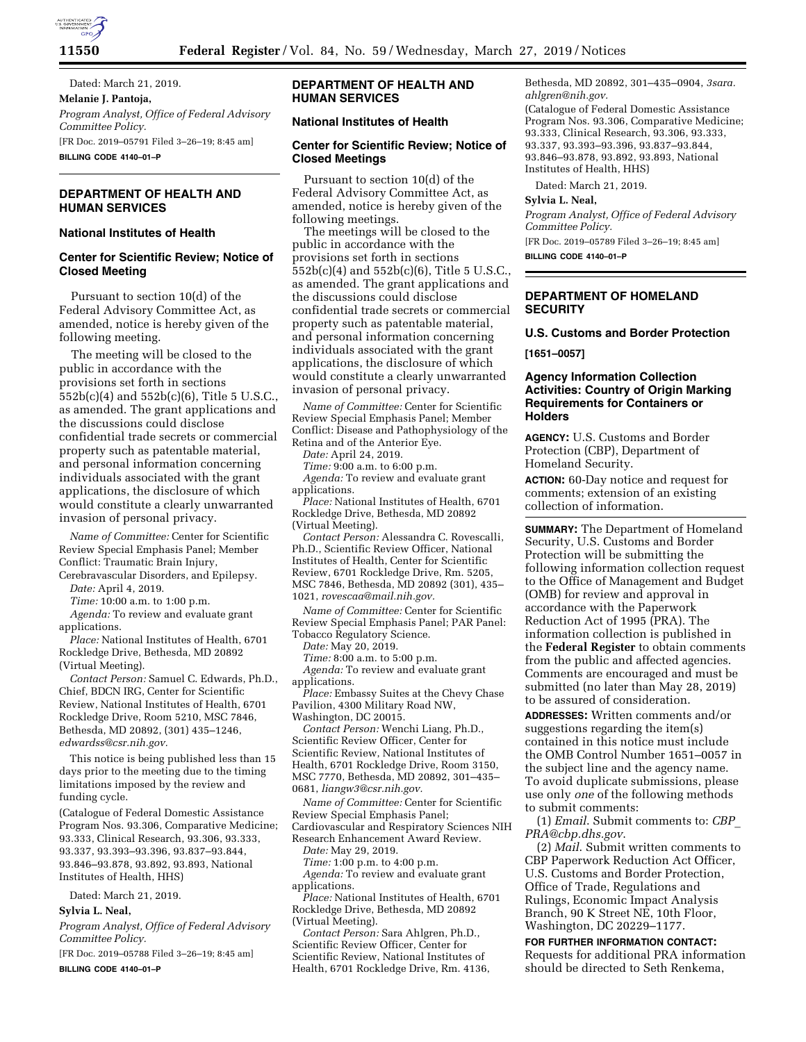Dated: March 21, 2019.

**Melanie J. Pantoja,**

*Program Analyst, Office of Federal Advisory Committee Policy.*

[FR Doc. 2019–05791 Filed 3–26–19; 8:45 am]

**BILLING CODE 4140–01–P**

## DEPARTMENT OF HEALTH AND HUMAN SERVICES

### National Institutes of Health

### Center for Scientific Review; Notice of Closed Meeting

Pursuant to section 10(d) of the Federal Advisory Committee Act, as amended, notice is hereby given of the following meeting.

The meeting will be closed to the public in accordance with the provisions set forth in sections 552b(c)(4) and 552b(c)(6), Title 5 U.S.C., as amended. The grant applications and the discussions could disclose confidential trade secrets or commercial property such as patentable material, and personal information concerning individuals associated with the grant applications, the disclosure of which would constitute a clearly unwarranted invasion of personal privacy.

*Name of Committee:* Center for Scientific Review Special Emphasis Panel; Member Conflict: Traumatic Brain Injury, Cerebravascular Disorders, and Epilepsy.

*Date:* April 4, 2019.

*Time:* 10:00 a.m. to 1:00 p.m.

*Agenda:* To review and evaluate grant applications.

*Place:* National Institutes of Health, 6701 Rockledge Drive, Bethesda, MD 20892 (Virtual Meeting).

*Contact Person:* Samuel C. Edwards, Ph.D., Chief, BDCN IRG, Center for Scientific Review, National Institutes of Health, 6701 Rockledge Drive, Room 5210, MSC 7846, Bethesda, MD 20892, (301) 435–1246, *edwardss@csr.nih.gov.*

This notice is being published less than 15 days prior to the meeting due to the timing limitations imposed by the review and funding cycle.

(Catalogue of Federal Domestic Assistance Program Nos. 93.306, Comparative Medicine; 93.333, Clinical Research, 93.306, 93.333, 93.337, 93.393–93.396, 93.837–93.844, 93.846–93.878, 93.892, 93.893, National Institutes of Health, HHS)

Dated: March 21, 2019.

**Sylvia L. Neal,**

*Program Analyst, Office of Federal Advisory Committee Policy.*

[FR Doc. 2019–05788 Filed 3–26–19; 8:45 am]

**BILLING CODE 4140–01–P**

## DEPARTMENT OF HEALTH AND HUMAN SERVICES

### National Institutes of Health

### Center for Scientific Review; Notice of Closed Meetings

Pursuant to section 10(d) of the Federal Advisory Committee Act, as amended, notice is hereby given of the following meetings.

The meetings will be closed to the public in accordance with the provisions set forth in sections 552b(c)(4) and 552b(c)(6), Title 5 U.S.C., as amended. The grant applications and the discussions could disclose confidential trade secrets or commercial property such as patentable material, and personal information concerning individuals associated with the grant applications, the disclosure of which would constitute a clearly unwarranted invasion of personal privacy.

*Name of Committee:* Center for Scientific Review Special Emphasis Panel; Member Conflict: Disease and Pathophysiology of the Retina and of the Anterior Eye.

*Date:* April 24, 2019.

*Time:* 9:00 a.m. to 6:00 p.m.

*Agenda:* To review and evaluate grant applications.

*Place:* National Institutes of Health, 6701 Rockledge Drive, Bethesda, MD 20892 (Virtual Meeting).

*Contact Person:* Alessandra C. Rovescalli, Ph.D., Scientific Review Officer, National Institutes of Health, Center for Scientific Review, 6701 Rockledge Drive, Rm. 5205, MSC 7846, Bethesda, MD 20892 (301), 435–1021, *rovescaa@mail.nih.gov.*

*Name of Committee:* Center for Scientific Review Special Emphasis Panel; PAR Panel: Tobacco Regulatory Science.

*Date:* May 20, 2019.

*Time:* 8:00 a.m. to 5:00 p.m.

*Agenda:* To review and evaluate grant applications.

*Place:* Embassy Suites at the Chevy Chase Pavilion, 4300 Military Road NW, Washington, DC 20015.

*Contact Person:* Wenchi Liang, Ph.D., Scientific Review Officer, Center for Scientific Review, National Institutes of Health, 6701 Rockledge Drive, Room 3150, MSC 7770, Bethesda, MD 20892, 301–435–0681, *liangw3@csr.nih.gov.*

*Name of Committee:* Center for Scientific Review Special Emphasis Panel; Cardiovascular and Respiratory Sciences NIH Research Enhancement Award Review.

*Date:* May 29, 2019.

*Time:* 1:00 p.m. to 4:00 p.m.

*Agenda:* To review and evaluate grant applications.

*Place:* National Institutes of Health, 6701 Rockledge Drive, Bethesda, MD 20892 (Virtual Meeting).

*Contact Person:* Sara Ahlgren, Ph.D., Scientific Review Officer, Center for Scientific Review, National Institutes of Health, 6701 Rockledge Drive, Rm. 4136, Bethesda, MD 20892, 301–435–0904, *3sara.ahlgren@nih.gov.*

(Catalogue of Federal Domestic Assistance Program Nos. 93.306, Comparative Medicine; 93.333, Clinical Research, 93.306, 93.333, 93.337, 93.393–93.396, 93.837–93.844, 93.846–93.878, 93.892, 93.893, National Institutes of Health, HHS)

Dated: March 21, 2019.

**Sylvia L. Neal,**

*Program Analyst, Office of Federal Advisory Committee Policy.*

[FR Doc. 2019–05789 Filed 3–26–19; 8:45 am]

**BILLING CODE 4140–01–P**

## DEPARTMENT OF HOMELAND SECURITY

### U.S. Customs and Border Protection

**[1651–0057]**

### Agency Information Collection Activities: Country of Origin Marking Requirements for Containers or Holders

**AGENCY:** U.S. Customs and Border Protection (CBP), Department of Homeland Security.

**ACTION:** 60-Day notice and request for comments; extension of an existing collection of information.

**SUMMARY:** The Department of Homeland Security, U.S. Customs and Border Protection will be submitting the following information collection request to the Office of Management and Budget (OMB) for review and approval in accordance with the Paperwork Reduction Act of 1995 (PRA). The information collection is published in the **Federal Register** to obtain comments from the public and affected agencies. Comments are encouraged and must be submitted (no later than May 28, 2019) to be assured of consideration.

**ADDRESSES:** Written comments and/or suggestions regarding the item(s) contained in this notice must include the OMB Control Number 1651–0057 in the subject line and the agency name. To avoid duplicate submissions, please use only *one* of the following methods to submit comments:

(1) *Email.* Submit comments to: *CBP_PRA@cbp.dhs.gov.*

(2) *Mail.* Submit written comments to CBP Paperwork Reduction Act Officer, U.S. Customs and Border Protection, Office of Trade, Regulations and Rulings, Economic Impact Analysis Branch, 90 K Street NE, 10th Floor, Washington, DC 20229–1177.

**FOR FURTHER INFORMATION CONTACT:** Requests for additional PRA information should be directed to Seth Renkema,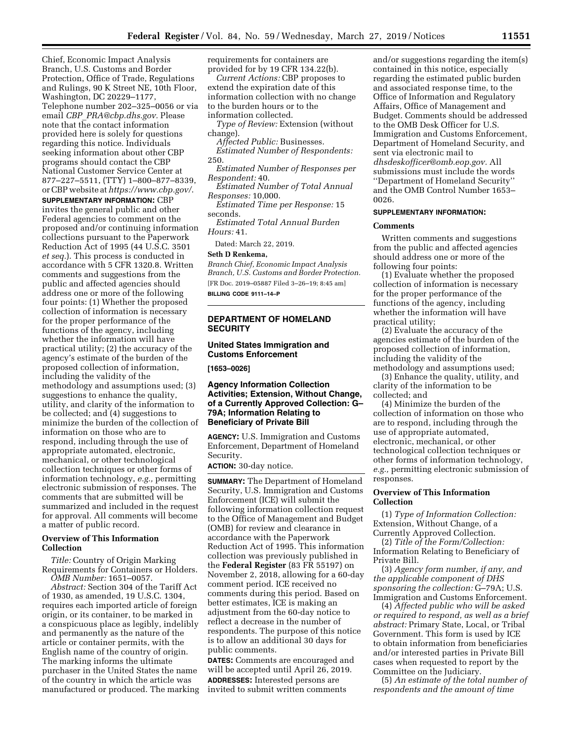Chief, Economic Impact Analysis Branch, U.S. Customs and Border Protection, Office of Trade, Regulations and Rulings, 90 K Street NE, 10th Floor, Washington, DC 20229–1177, Telephone number 202–325–0056 or via email *CBP_PRA@cbp.dhs.gov.* Please note that the contact information provided here is solely for questions regarding this notice. Individuals seeking information about other CBP programs should contact the CBP National Customer Service Center at 877–227–5511, (TTY) 1–800–877–8339, or CBP website at *https://www.cbp.gov/.*

**SUPPLEMENTARY INFORMATION:** CBP invites the general public and other Federal agencies to comment on the proposed and/or continuing information collections pursuant to the Paperwork Reduction Act of 1995 (44 U.S.C. 3501 *et seq.*). This process is conducted in accordance with 5 CFR 1320.8. Written comments and suggestions from the public and affected agencies should address one or more of the following four points: (1) Whether the proposed collection of information is necessary for the proper performance of the functions of the agency, including whether the information will have practical utility; (2) the accuracy of the agency's estimate of the burden of the proposed collection of information, including the validity of the methodology and assumptions used; (3) suggestions to enhance the quality, utility, and clarity of the information to be collected; and (4) suggestions to minimize the burden of the collection of information on those who are to respond, including through the use of appropriate automated, electronic, mechanical, or other technological collection techniques or other forms of information technology, *e.g.,* permitting electronic submission of responses. The comments that are submitted will be summarized and included in the request for approval. All comments will become a matter of public record.

### Overview of This Information Collection

*Title:* Country of Origin Marking Requirements for Containers or Holders.

*OMB Number:* 1651–0057.

*Abstract:* Section 304 of the Tariff Act of 1930, as amended, 19 U.S.C. 1304, requires each imported article of foreign origin, or its container, to be marked in a conspicuous place as legibly, indelibly and permanently as the nature of the article or container permits, with the English name of the country of origin. The marking informs the ultimate purchaser in the United States the name of the country in which the article was manufactured or produced. The marking requirements for containers are provided for by 19 CFR 134.22(b).

*Current Actions:* CBP proposes to extend the expiration date of this information collection with no change to the burden hours or to the information collected.

*Type of Review:* Extension (without change).

*Affected Public:* Businesses.

*Estimated Number of Respondents:* 250.

*Estimated Number of Responses per Respondent:* 40.

*Estimated Number of Total Annual Responses:* 10,000.

*Estimated Time per Response:* 15 seconds.

*Estimated Total Annual Burden Hours:* 41.

Dated: March 22, 2019.

**Seth D Renkema,**

*Branch Chief, Economic Impact Analysis Branch, U.S. Customs and Border Protection.*

[FR Doc. 2019–05887 Filed 3–26–19; 8:45 am]

**BILLING CODE 9111–14–P**

---

## DEPARTMENT OF HOMELAND SECURITY

### United States Immigration and Customs Enforcement

**[1653–0026]**

### Agency Information Collection Activities; Extension, Without Change, of a Currently Approved Collection: G–79A; Information Relating to Beneficiary of Private Bill

**AGENCY:** U.S. Immigration and Customs Enforcement, Department of Homeland Security.

**ACTION:** 30-day notice.

**SUMMARY:** The Department of Homeland Security, U.S. Immigration and Customs Enforcement (ICE) will submit the following information collection request to the Office of Management and Budget (OMB) for review and clearance in accordance with the Paperwork Reduction Act of 1995. This information collection was previously published in the **Federal Register** (83 FR 55197) on November 2, 2018, allowing for a 60-day comment period. ICE received no comments during this period. Based on better estimates, ICE is making an adjustment from the 60-day notice to reflect a decrease in the number of respondents. The purpose of this notice is to allow an additional 30 days for public comments.

**DATES:** Comments are encouraged and will be accepted until April 26, 2019.

**ADDRESSES:** Interested persons are invited to submit written comments and/or suggestions regarding the item(s) contained in this notice, especially regarding the estimated public burden and associated response time, to the Office of Information and Regulatory Affairs, Office of Management and Budget. Comments should be addressed to the OMB Desk Officer for U.S. Immigration and Customs Enforcement, Department of Homeland Security, and sent via electronic mail to *dhsdeskofficer@omb.eop.gov.* All submissions must include the words ''Department of Homeland Security'' and the OMB Control Number 1653–0026.

**SUPPLEMENTARY INFORMATION:**

### Comments

Written comments and suggestions from the public and affected agencies should address one or more of the following four points:

(1) Evaluate whether the proposed collection of information is necessary for the proper performance of the functions of the agency, including whether the information will have practical utility;

(2) Evaluate the accuracy of the agencies estimate of the burden of the proposed collection of information, including the validity of the methodology and assumptions used;

(3) Enhance the quality, utility, and clarity of the information to be collected; and

(4) Minimize the burden of the collection of information on those who are to respond, including through the use of appropriate automated, electronic, mechanical, or other technological collection techniques or other forms of information technology, *e.g.,* permitting electronic submission of responses.

### Overview of This Information Collection

(1) *Type of Information Collection:* Extension, Without Change, of a Currently Approved Collection.

(2) *Title of the Form/Collection:* Information Relating to Beneficiary of Private Bill.

(3) *Agency form number, if any, and the applicable component of DHS sponsoring the collection:* G–79A; U.S. Immigration and Customs Enforcement.

(4) *Affected public who will be asked or required to respond, as well as a brief abstract:* Primary State, Local, or Tribal Government. This form is used by ICE to obtain information from beneficiaries and/or interested parties in Private Bill cases when requested to report by the Committee on the Judiciary.

(5) *An estimate of the total number of respondents and the amount of time*